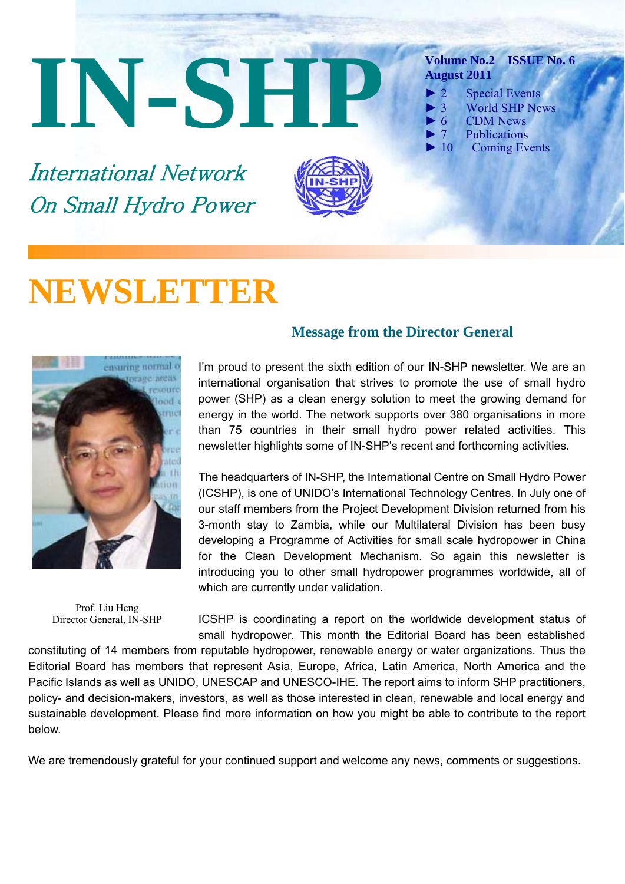# IN-SHP

*International Network On Small Hydro Power*

**Volume No.2 ISSUE No. 6**
**August 2011**

- ► 2 Special Events
- ► 3 World SHP News
- ► 6 CDM News
- ► 7 Publications
- ► 10 Coming Events

# NEWSLETTER

## Message from the Director General

Prof. Liu Heng
Director General, IN-SHP

I'm proud to present the sixth edition of our IN-SHP newsletter. We are an international organisation that strives to promote the use of small hydro power (SHP) as a clean energy solution to meet the growing demand for energy in the world. The network supports over 380 organisations in more than 75 countries in their small hydro power related activities. This newsletter highlights some of IN-SHP's recent and forthcoming activities.

The headquarters of IN-SHP, the International Centre on Small Hydro Power (ICSHP), is one of UNIDO's International Technology Centres. In July one of our staff members from the Project Development Division returned from his 3-month stay to Zambia, while our Multilateral Division has been busy developing a Programme of Activities for small scale hydropower in China for the Clean Development Mechanism. So again this newsletter is introducing you to other small hydropower programmes worldwide, all of which are currently under validation.

ICSHP is coordinating a report on the worldwide development status of small hydropower. This month the Editorial Board has been established constituting of 14 members from reputable hydropower, renewable energy or water organizations. Thus the Editorial Board has members that represent Asia, Europe, Africa, Latin America, North America and the Pacific Islands as well as UNIDO, UNESCAP and UNESCO-IHE. The report aims to inform SHP practitioners, policy- and decision-makers, investors, as well as those interested in clean, renewable and local energy and sustainable development. Please find more information on how you might be able to contribute to the report below.

We are tremendously grateful for your continued support and welcome any news, comments or suggestions.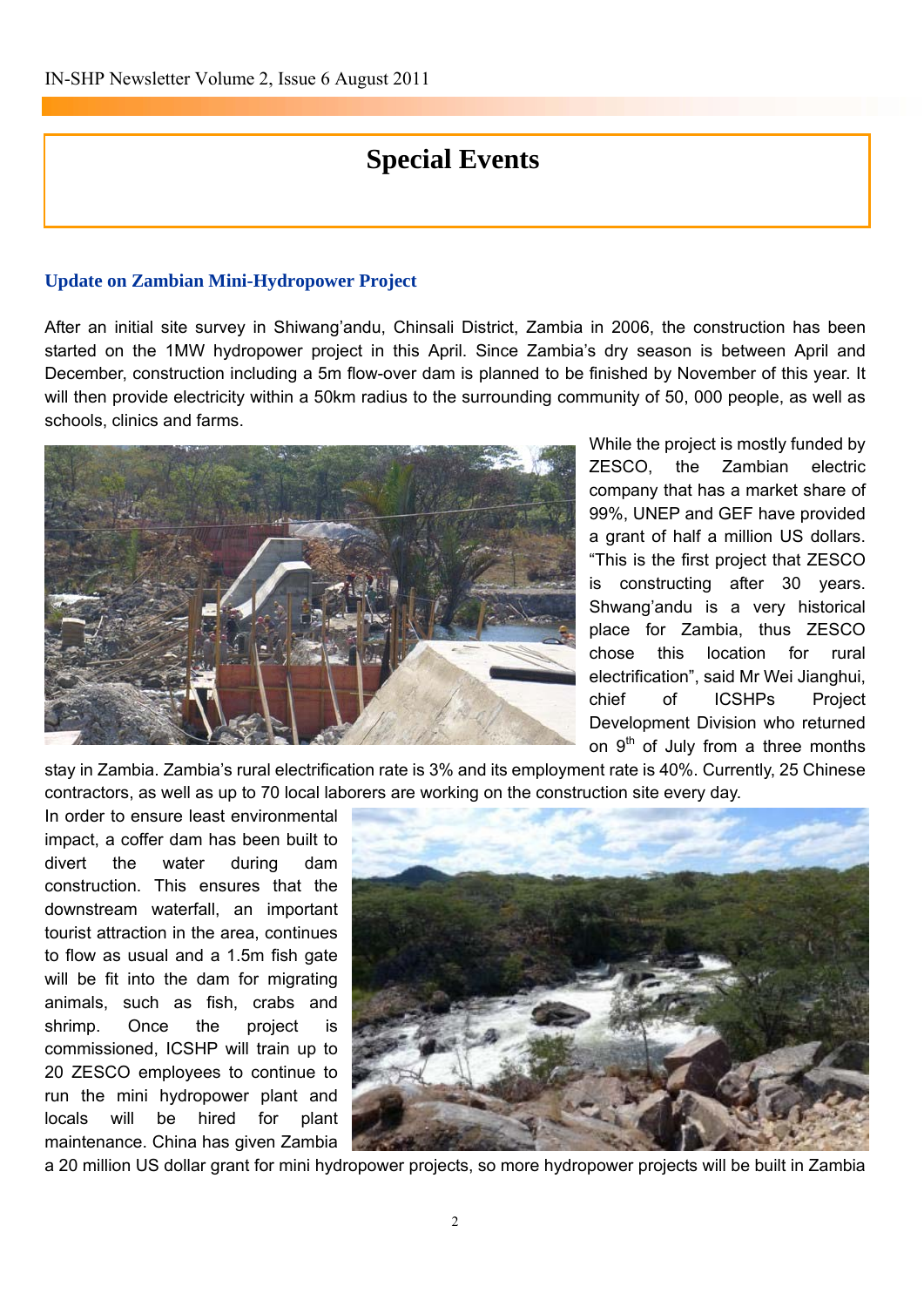# Special Events

### Update on Zambian Mini-Hydropower Project

After an initial site survey in Shiwang'andu, Chinsali District, Zambia in 2006, the construction has been started on the 1MW hydropower project in this April. Since Zambia's dry season is between April and December, construction including a 5m flow-over dam is planned to be finished by November of this year. It will then provide electricity within a 50km radius to the surrounding community of 50, 000 people, as well as schools, clinics and farms.

While the project is mostly funded by ZESCO, the Zambian electric company that has a market share of 99%, UNEP and GEF have provided a grant of half a million US dollars. "This is the first project that ZESCO is constructing after 30 years. Shwang'andu is a very historical place for Zambia, thus ZESCO chose this location for rural electrification", said Mr Wei Jianghui, chief of ICSHPs Project Development Division who returned on 9th of July from a three months stay in Zambia. Zambia's rural electrification rate is 3% and its employment rate is 40%. Currently, 25 Chinese contractors, as well as up to 70 local laborers are working on the construction site every day.

In order to ensure least environmental impact, a coffer dam has been built to divert the water during dam construction. This ensures that the downstream waterfall, an important tourist attraction in the area, continues to flow as usual and a 1.5m fish gate will be fit into the dam for migrating animals, such as fish, crabs and shrimp. Once the project is commissioned, ICSHP will train up to 20 ZESCO employees to continue to run the mini hydropower plant and locals will be hired for plant maintenance. China has given Zambia a 20 million US dollar grant for mini hydropower projects, so more hydropower projects will be built in Zambia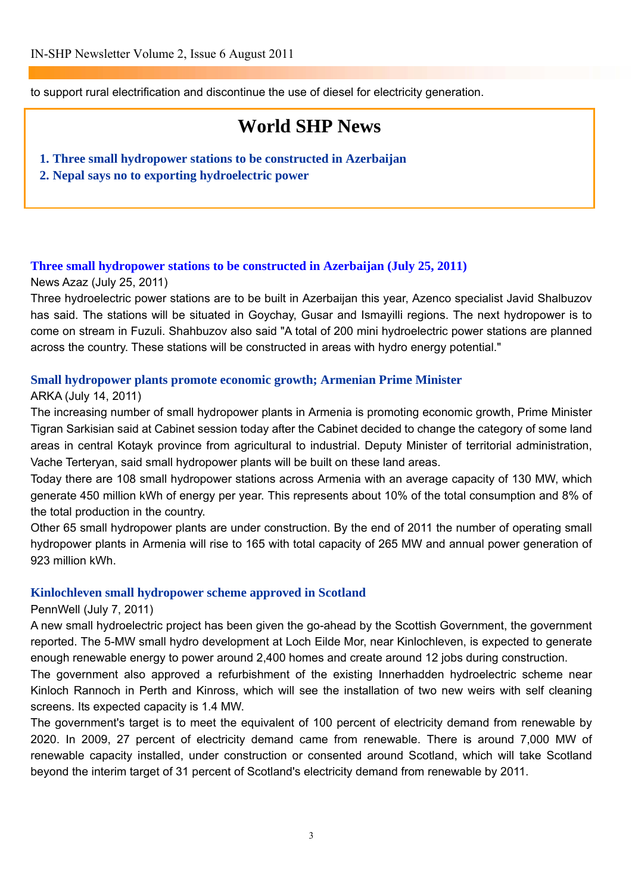to support rural electrification and discontinue the use of diesel for electricity generation.

# World SHP News

1. **Three small hydropower stations to be constructed in Azerbaijan**
2. **Nepal says no to exporting hydroelectric power**

### Three small hydropower stations to be constructed in Azerbaijan (July 25, 2011)

News Azaz (July 25, 2011)

Three hydroelectric power stations are to be built in Azerbaijan this year, Azenco specialist Javid Shalbuzov has said. The stations will be situated in Goychay, Gusar and Ismayilli regions. The next hydropower is to come on stream in Fuzuli. Shahbuzov also said "A total of 200 mini hydroelectric power stations are planned across the country. These stations will be constructed in areas with hydro energy potential."

### Small hydropower plants promote economic growth; Armenian Prime Minister

ARKA (July 14, 2011)

The increasing number of small hydropower plants in Armenia is promoting economic growth, Prime Minister Tigran Sarkisian said at Cabinet session today after the Cabinet decided to change the category of some land areas in central Kotayk province from agricultural to industrial. Deputy Minister of territorial administration, Vache Terteryan, said small hydropower plants will be built on these land areas.

Today there are 108 small hydropower stations across Armenia with an average capacity of 130 MW, which generate 450 million kWh of energy per year. This represents about 10% of the total consumption and 8% of the total production in the country.

Other 65 small hydropower plants are under construction. By the end of 2011 the number of operating small hydropower plants in Armenia will rise to 165 with total capacity of 265 MW and annual power generation of 923 million kWh.

### Kinlochleven small hydropower scheme approved in Scotland

PennWell (July 7, 2011)

A new small hydroelectric project has been given the go-ahead by the Scottish Government, the government reported. The 5-MW small hydro development at Loch Eilde Mor, near Kinlochleven, is expected to generate enough renewable energy to power around 2,400 homes and create around 12 jobs during construction.

The government also approved a refurbishment of the existing Innerhadden hydroelectric scheme near Kinloch Rannoch in Perth and Kinross, which will see the installation of two new weirs with self cleaning screens. Its expected capacity is 1.4 MW.

The government's target is to meet the equivalent of 100 percent of electricity demand from renewable by 2020. In 2009, 27 percent of electricity demand came from renewable. There is around 7,000 MW of renewable capacity installed, under construction or consented around Scotland, which will take Scotland beyond the interim target of 31 percent of Scotland's electricity demand from renewable by 2011.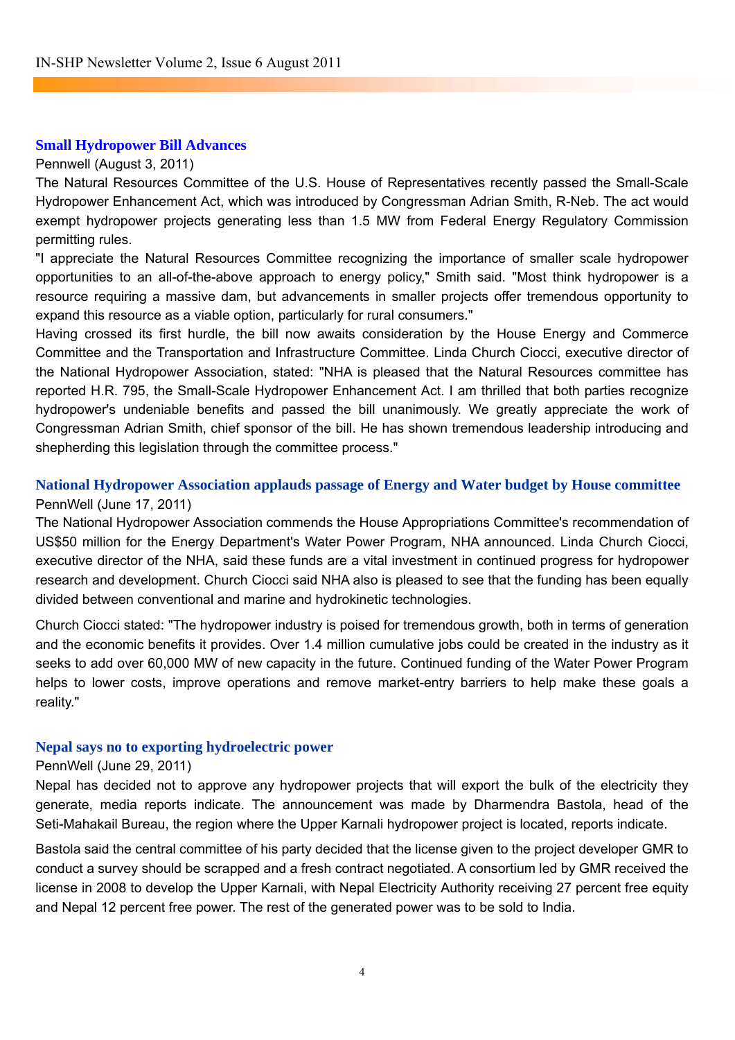## Small Hydropower Bill Advances

Pennwell (August 3, 2011)

The Natural Resources Committee of the U.S. House of Representatives recently passed the Small-Scale Hydropower Enhancement Act, which was introduced by Congressman Adrian Smith, R-Neb. The act would exempt hydropower projects generating less than 1.5 MW from Federal Energy Regulatory Commission permitting rules.

"I appreciate the Natural Resources Committee recognizing the importance of smaller scale hydropower opportunities to an all-of-the-above approach to energy policy," Smith said. "Most think hydropower is a resource requiring a massive dam, but advancements in smaller projects offer tremendous opportunity to expand this resource as a viable option, particularly for rural consumers."

Having crossed its first hurdle, the bill now awaits consideration by the House Energy and Commerce Committee and the Transportation and Infrastructure Committee. Linda Church Ciocci, executive director of the National Hydropower Association, stated: "NHA is pleased that the Natural Resources committee has reported H.R. 795, the Small-Scale Hydropower Enhancement Act. I am thrilled that both parties recognize hydropower's undeniable benefits and passed the bill unanimously. We greatly appreciate the work of Congressman Adrian Smith, chief sponsor of the bill. He has shown tremendous leadership introducing and shepherding this legislation through the committee process."

## National Hydropower Association applauds passage of Energy and Water budget by House committee

PennWell (June 17, 2011)

The National Hydropower Association commends the House Appropriations Committee's recommendation of US$50 million for the Energy Department's Water Power Program, NHA announced. Linda Church Ciocci, executive director of the NHA, said these funds are a vital investment in continued progress for hydropower research and development. Church Ciocci said NHA also is pleased to see that the funding has been equally divided between conventional and marine and hydrokinetic technologies.

Church Ciocci stated: "The hydropower industry is poised for tremendous growth, both in terms of generation and the economic benefits it provides. Over 1.4 million cumulative jobs could be created in the industry as it seeks to add over 60,000 MW of new capacity in the future. Continued funding of the Water Power Program helps to lower costs, improve operations and remove market-entry barriers to help make these goals a reality."

## Nepal says no to exporting hydroelectric power

PennWell (June 29, 2011)

Nepal has decided not to approve any hydropower projects that will export the bulk of the electricity they generate, media reports indicate. The announcement was made by Dharmendra Bastola, head of the Seti-Mahakail Bureau, the region where the Upper Karnali hydropower project is located, reports indicate.

Bastola said the central committee of his party decided that the license given to the project developer GMR to conduct a survey should be scrapped and a fresh contract negotiated. A consortium led by GMR received the license in 2008 to develop the Upper Karnali, with Nepal Electricity Authority receiving 27 percent free equity and Nepal 12 percent free power. The rest of the generated power was to be sold to India.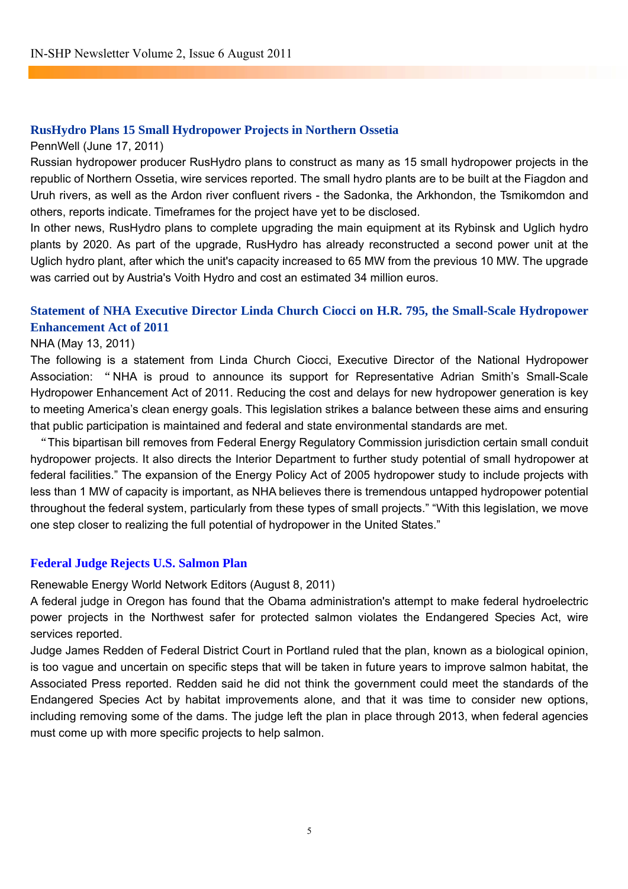## RusHydro Plans 15 Small Hydropower Projects in Northern Ossetia

PennWell (June 17, 2011)

Russian hydropower producer RusHydro plans to construct as many as 15 small hydropower projects in the republic of Northern Ossetia, wire services reported. The small hydro plants are to be built at the Fiagdon and Uruh rivers, as well as the Ardon river confluent rivers - the Sadonka, the Arkhondon, the Tsmikomdon and others, reports indicate. Timeframes for the project have yet to be disclosed.

In other news, RusHydro plans to complete upgrading the main equipment at its Rybinsk and Uglich hydro plants by 2020. As part of the upgrade, RusHydro has already reconstructed a second power unit at the Uglich hydro plant, after which the unit's capacity increased to 65 MW from the previous 10 MW. The upgrade was carried out by Austria's Voith Hydro and cost an estimated 34 million euros.

## Statement of NHA Executive Director Linda Church Ciocci on H.R. 795, the Small-Scale Hydropower Enhancement Act of 2011

NHA (May 13, 2011)

The following is a statement from Linda Church Ciocci, Executive Director of the National Hydropower Association: "NHA is proud to announce its support for Representative Adrian Smith's Small-Scale Hydropower Enhancement Act of 2011. Reducing the cost and delays for new hydropower generation is key to meeting America's clean energy goals. This legislation strikes a balance between these aims and ensuring that public participation is maintained and federal and state environmental standards are met.

"This bipartisan bill removes from Federal Energy Regulatory Commission jurisdiction certain small conduit hydropower projects. It also directs the Interior Department to further study potential of small hydropower at federal facilities." The expansion of the Energy Policy Act of 2005 hydropower study to include projects with less than 1 MW of capacity is important, as NHA believes there is tremendous untapped hydropower potential throughout the federal system, particularly from these types of small projects." "With this legislation, we move one step closer to realizing the full potential of hydropower in the United States."

## Federal Judge Rejects U.S. Salmon Plan

Renewable Energy World Network Editors (August 8, 2011)

A federal judge in Oregon has found that the Obama administration's attempt to make federal hydroelectric power projects in the Northwest safer for protected salmon violates the Endangered Species Act, wire services reported.

Judge James Redden of Federal District Court in Portland ruled that the plan, known as a biological opinion, is too vague and uncertain on specific steps that will be taken in future years to improve salmon habitat, the Associated Press reported. Redden said he did not think the government could meet the standards of the Endangered Species Act by habitat improvements alone, and that it was time to consider new options, including removing some of the dams. The judge left the plan in place through 2013, when federal agencies must come up with more specific projects to help salmon.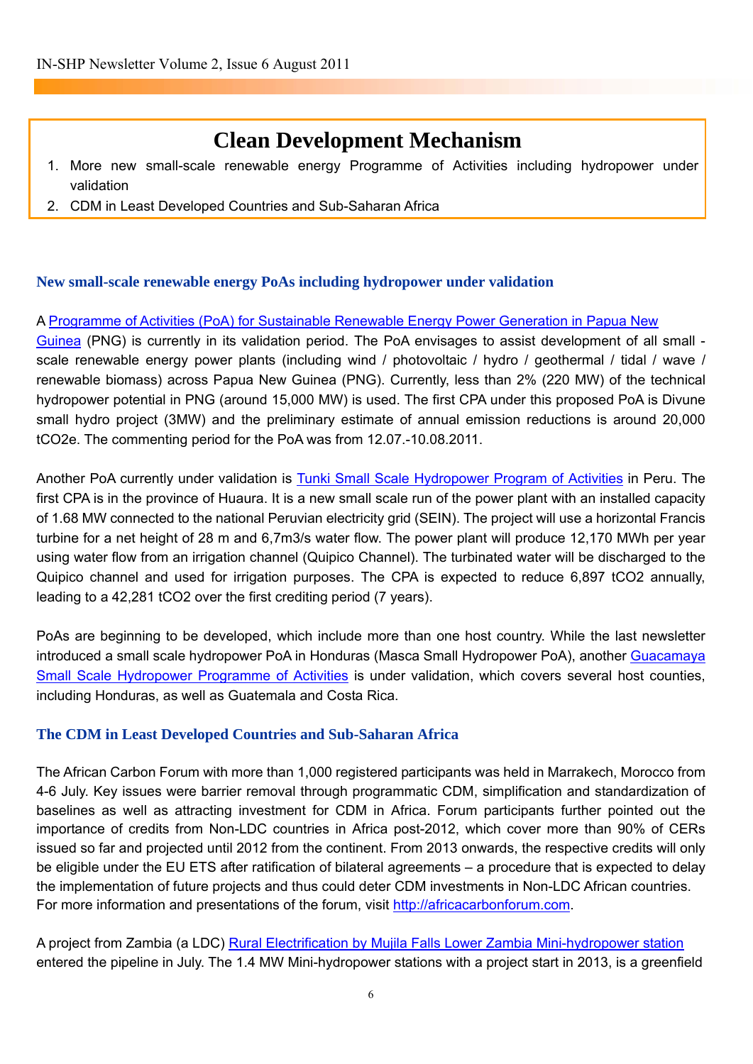# Clean Development Mechanism

1. More new small-scale renewable energy Programme of Activities including hydropower under validation
2. CDM in Least Developed Countries and Sub-Saharan Africa

## New small-scale renewable energy PoAs including hydropower under validation

A Programme of Activities (PoA) for Sustainable Renewable Energy Power Generation in Papua New Guinea (PNG) is currently in its validation period. The PoA envisages to assist development of all small - scale renewable energy power plants (including wind / photovoltaic / hydro / geothermal / tidal / wave / renewable biomass) across Papua New Guinea (PNG). Currently, less than 2% (220 MW) of the technical hydropower potential in PNG (around 15,000 MW) is used. The first CPA under this proposed PoA is Divune small hydro project (3MW) and the preliminary estimate of annual emission reductions is around 20,000 tCO2e. The commenting period for the PoA was from 12.07.-10.08.2011.

Another PoA currently under validation is Tunki Small Scale Hydropower Program of Activities in Peru. The first CPA is in the province of Huaura. It is a new small scale run of the power plant with an installed capacity of 1.68 MW connected to the national Peruvian electricity grid (SEIN). The project will use a horizontal Francis turbine for a net height of 28 m and 6,7m3/s water flow. The power plant will produce 12,170 MWh per year using water flow from an irrigation channel (Quipico Channel). The turbinated water will be discharged to the Quipico channel and used for irrigation purposes. The CPA is expected to reduce 6,897 tCO2 annually, leading to a 42,281 tCO2 over the first crediting period (7 years).

PoAs are beginning to be developed, which include more than one host country. While the last newsletter introduced a small scale hydropower PoA in Honduras (Masca Small Hydropower PoA), another Guacamaya Small Scale Hydropower Programme of Activities is under validation, which covers several host counties, including Honduras, as well as Guatemala and Costa Rica.

## The CDM in Least Developed Countries and Sub-Saharan Africa

The African Carbon Forum with more than 1,000 registered participants was held in Marrakech, Morocco from 4-6 July. Key issues were barrier removal through programmatic CDM, simplification and standardization of baselines as well as attracting investment for CDM in Africa. Forum participants further pointed out the importance of credits from Non-LDC countries in Africa post-2012, which cover more than 90% of CERs issued so far and projected until 2012 from the continent. From 2013 onwards, the respective credits will only be eligible under the EU ETS after ratification of bilateral agreements – a procedure that is expected to delay the implementation of future projects and thus could deter CDM investments in Non-LDC African countries. For more information and presentations of the forum, visit http://africacarbonforum.com.

A project from Zambia (a LDC) Rural Electrification by Mujila Falls Lower Zambia Mini-hydropower station entered the pipeline in July. The 1.4 MW Mini-hydropower stations with a project start in 2013, is a greenfield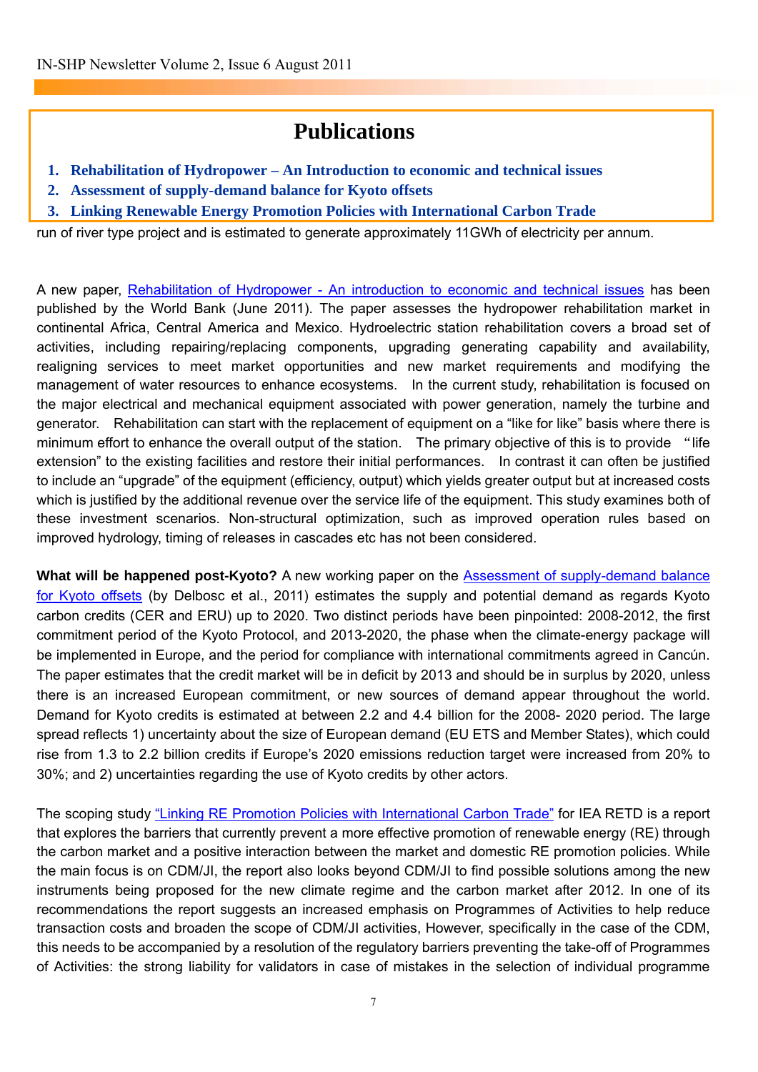# Publications

1. **Rehabilitation of Hydropower – An Introduction to economic and technical issues**
2. **Assessment of supply-demand balance for Kyoto offsets**
3. **Linking Renewable Energy Promotion Policies with International Carbon Trade**

run of river type project and is estimated to generate approximately 11GWh of electricity per annum.

A new paper, Rehabilitation of Hydropower - An introduction to economic and technical issues has been published by the World Bank (June 2011). The paper assesses the hydropower rehabilitation market in continental Africa, Central America and Mexico. Hydroelectric station rehabilitation covers a broad set of activities, including repairing/replacing components, upgrading generating capability and availability, realigning services to meet market opportunities and new market requirements and modifying the management of water resources to enhance ecosystems. In the current study, rehabilitation is focused on the major electrical and mechanical equipment associated with power generation, namely the turbine and generator. Rehabilitation can start with the replacement of equipment on a "like for like" basis where there is minimum effort to enhance the overall output of the station. The primary objective of this is to provide "life extension" to the existing facilities and restore their initial performances. In contrast it can often be justified to include an "upgrade" of the equipment (efficiency, output) which yields greater output but at increased costs which is justified by the additional revenue over the service life of the equipment. This study examines both of these investment scenarios. Non-structural optimization, such as improved operation rules based on improved hydrology, timing of releases in cascades etc has not been considered.

**What will be happened post-Kyoto?** A new working paper on the Assessment of supply-demand balance for Kyoto offsets (by Delbosc et al., 2011) estimates the supply and potential demand as regards Kyoto carbon credits (CER and ERU) up to 2020. Two distinct periods have been pinpointed: 2008-2012, the first commitment period of the Kyoto Protocol, and 2013-2020, the phase when the climate-energy package will be implemented in Europe, and the period for compliance with international commitments agreed in Cancún. The paper estimates that the credit market will be in deficit by 2013 and should be in surplus by 2020, unless there is an increased European commitment, or new sources of demand appear throughout the world. Demand for Kyoto credits is estimated at between 2.2 and 4.4 billion for the 2008- 2020 period. The large spread reflects 1) uncertainty about the size of European demand (EU ETS and Member States), which could rise from 1.3 to 2.2 billion credits if Europe's 2020 emissions reduction target were increased from 20% to 30%; and 2) uncertainties regarding the use of Kyoto credits by other actors.

The scoping study "Linking RE Promotion Policies with International Carbon Trade" for IEA RETD is a report that explores the barriers that currently prevent a more effective promotion of renewable energy (RE) through the carbon market and a positive interaction between the market and domestic RE promotion policies. While the main focus is on CDM/JI, the report also looks beyond CDM/JI to find possible solutions among the new instruments being proposed for the new climate regime and the carbon market after 2012. In one of its recommendations the report suggests an increased emphasis on Programmes of Activities to help reduce transaction costs and broaden the scope of CDM/JI activities, However, specifically in the case of the CDM, this needs to be accompanied by a resolution of the regulatory barriers preventing the take-off of Programmes of Activities: the strong liability for validators in case of mistakes in the selection of individual programme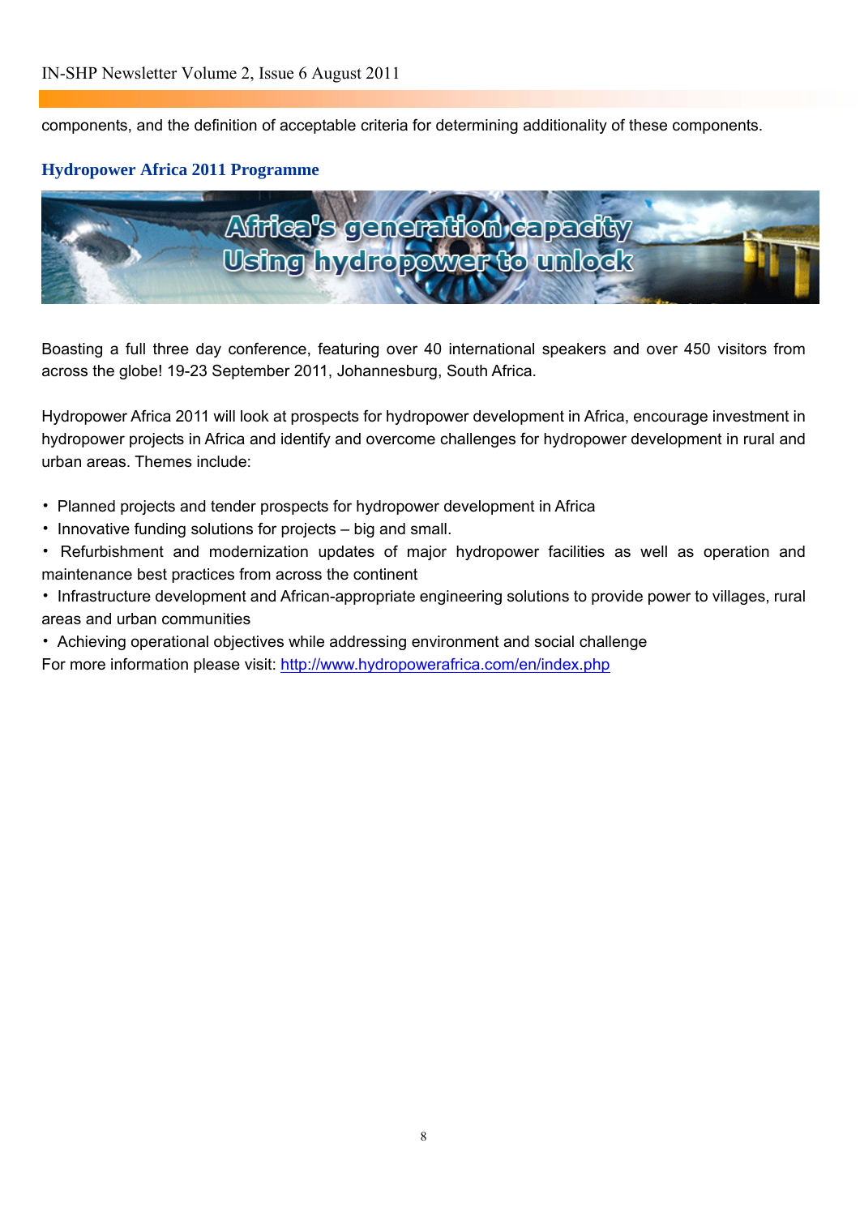components, and the definition of acceptable criteria for determining additionality of these components.

## Hydropower Africa 2011 Programme

Africa's generation capacity
Using hydropower to unlock

Boasting a full three day conference, featuring over 40 international speakers and over 450 visitors from across the globe! 19-23 September 2011, Johannesburg, South Africa.

Hydropower Africa 2011 will look at prospects for hydropower development in Africa, encourage investment in hydropower projects in Africa and identify and overcome challenges for hydropower development in rural and urban areas. Themes include:

- Planned projects and tender prospects for hydropower development in Africa
- Innovative funding solutions for projects – big and small.
- Refurbishment and modernization updates of major hydropower facilities as well as operation and maintenance best practices from across the continent
- Infrastructure development and African-appropriate engineering solutions to provide power to villages, rural areas and urban communities
- Achieving operational objectives while addressing environment and social challenge

For more information please visit: http://www.hydropowerafrica.com/en/index.php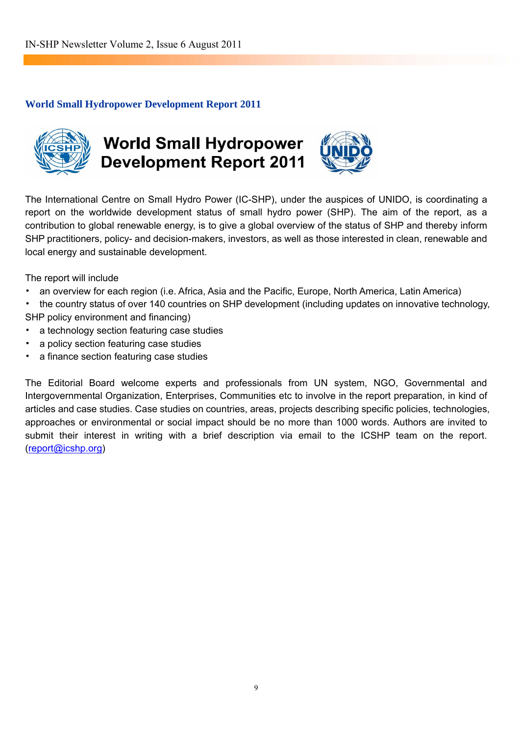## World Small Hydropower Development Report 2011

World Small Hydropower Development Report 2011

The International Centre on Small Hydro Power (IC-SHP), under the auspices of UNIDO, is coordinating a report on the worldwide development status of small hydro power (SHP). The aim of the report, as a contribution to global renewable energy, is to give a global overview of the status of SHP and thereby inform SHP practitioners, policy- and decision-makers, investors, as well as those interested in clean, renewable and local energy and sustainable development.

The report will include

- an overview for each region (i.e. Africa, Asia and the Pacific, Europe, North America, Latin America)
- the country status of over 140 countries on SHP development (including updates on innovative technology, SHP policy environment and financing)
- a technology section featuring case studies
- a policy section featuring case studies
- a finance section featuring case studies

The Editorial Board welcome experts and professionals from UN system, NGO, Governmental and Intergovernmental Organization, Enterprises, Communities etc to involve in the report preparation, in kind of articles and case studies. Case studies on countries, areas, projects describing specific policies, technologies, approaches or environmental or social impact should be no more than 1000 words. Authors are invited to submit their interest in writing with a brief description via email to the ICSHP team on the report. (report@icshp.org)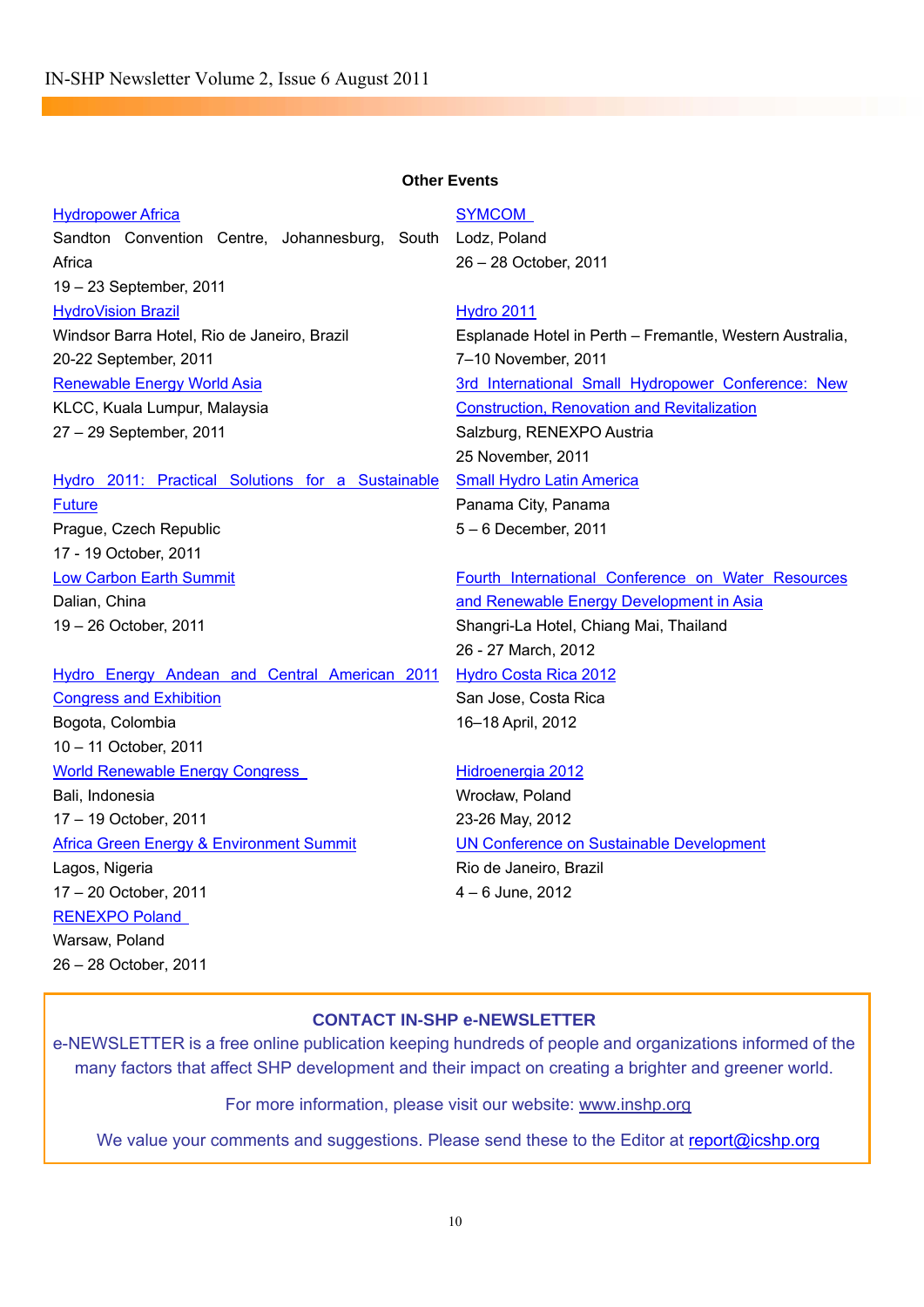## Other Events

Hydropower Africa
Sandton Convention Centre, Johannesburg, South Africa
19 – 23 September, 2011

HydroVision Brazil
Windsor Barra Hotel, Rio de Janeiro, Brazil
20-22 September, 2011

Renewable Energy World Asia
KLCC, Kuala Lumpur, Malaysia
27 – 29 September, 2011

Hydro 2011: Practical Solutions for a Sustainable Future
Prague, Czech Republic
17 - 19 October, 2011

Low Carbon Earth Summit
Dalian, China
19 – 26 October, 2011

Hydro Energy Andean and Central American 2011 Congress and Exhibition
Bogota, Colombia
10 – 11 October, 2011

World Renewable Energy Congress
Bali, Indonesia
17 – 19 October, 2011

Africa Green Energy & Environment Summit
Lagos, Nigeria
17 – 20 October, 2011

RENEXPO Poland
Warsaw, Poland
26 – 28 October, 2011

SYMCOM
Lodz, Poland
26 – 28 October, 2011

Hydro 2011
Esplanade Hotel in Perth – Fremantle, Western Australia,
7–10 November, 2011

3rd International Small Hydropower Conference: New Construction, Renovation and Revitalization
Salzburg, RENEXPO Austria
25 November, 2011

Small Hydro Latin America
Panama City, Panama
5 – 6 December, 2011

Fourth International Conference on Water Resources and Renewable Energy Development in Asia
Shangri-La Hotel, Chiang Mai, Thailand
26 - 27 March, 2012

Hydro Costa Rica 2012
San Jose, Costa Rica
16–18 April, 2012

Hidroenergia 2012
Wrocław, Poland
23-26 May, 2012

UN Conference on Sustainable Development
Rio de Janeiro, Brazil
4 – 6 June, 2012

**CONTACT IN-SHP e-NEWSLETTER**

e-NEWSLETTER is a free online publication keeping hundreds of people and organizations informed of the many factors that affect SHP development and their impact on creating a brighter and greener world.

For more information, please visit our website: www.inshp.org

We value your comments and suggestions. Please send these to the Editor at report@icshp.org